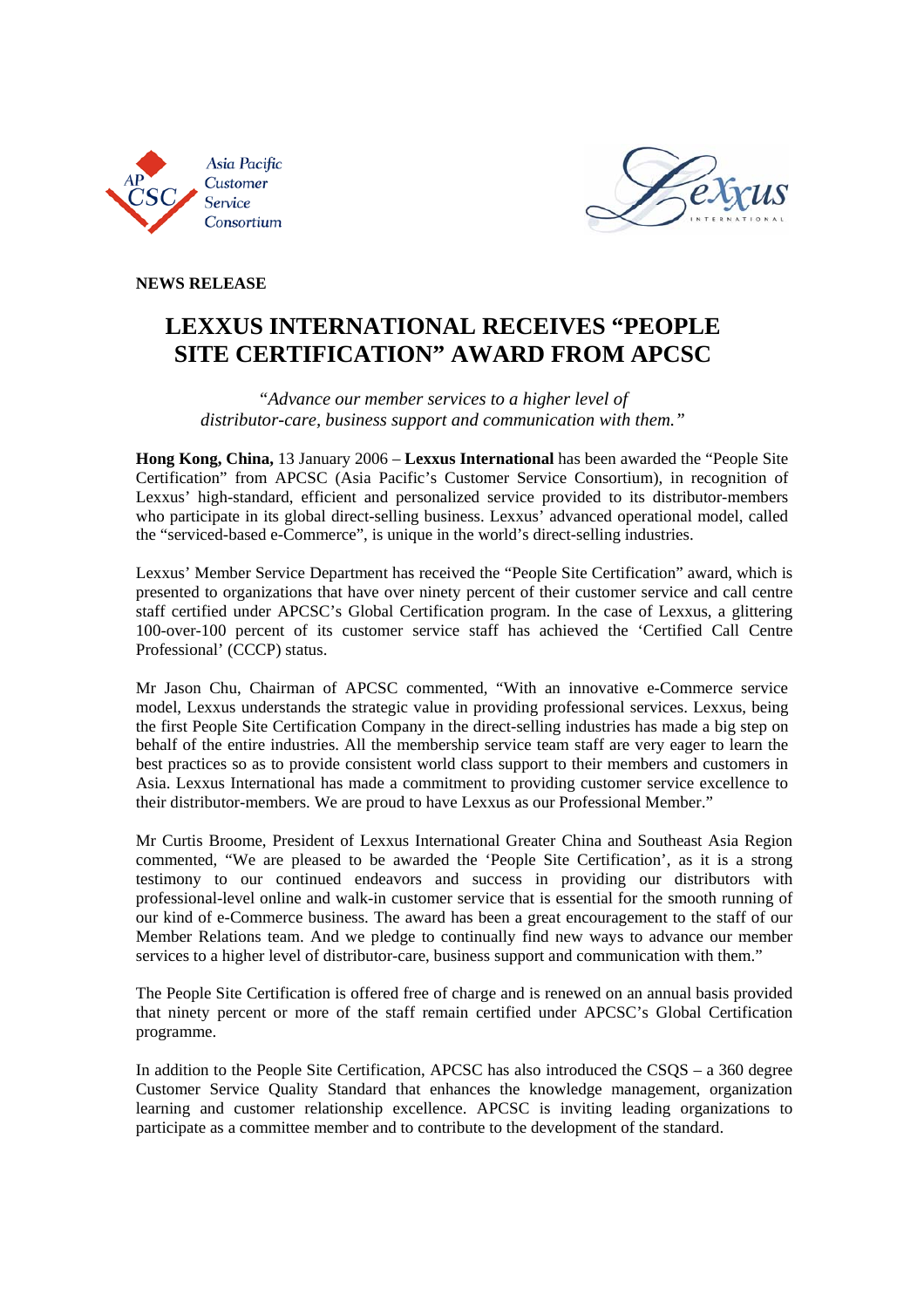Asia Pacific Customer Service Consortium

**NEWS RELEASE**

# LEXXUS INTERNATIONAL RECEIVES "PEOPLE SITE CERTIFICATION" AWARD FROM APCSC

*"Advance our member services to a higher level of distributor-care, business support and communication with them."*

**Hong Kong, China,** 13 January 2006 – **Lexxus International** has been awarded the "People Site Certification" from APCSC (Asia Pacific's Customer Service Consortium), in recognition of Lexxus' high-standard, efficient and personalized service provided to its distributor-members who participate in its global direct-selling business. Lexxus' advanced operational model, called the "serviced-based e-Commerce", is unique in the world's direct-selling industries.

Lexxus' Member Service Department has received the "People Site Certification" award, which is presented to organizations that have over ninety percent of their customer service and call centre staff certified under APCSC's Global Certification program. In the case of Lexxus, a glittering 100-over-100 percent of its customer service staff has achieved the 'Certified Call Centre Professional' (CCCP) status.

Mr Jason Chu, Chairman of APCSC commented, "With an innovative e-Commerce service model, Lexxus understands the strategic value in providing professional services. Lexxus, being the first People Site Certification Company in the direct-selling industries has made a big step on behalf of the entire industries. All the membership service team staff are very eager to learn the best practices so as to provide consistent world class support to their members and customers in Asia. Lexxus International has made a commitment to providing customer service excellence to their distributor-members. We are proud to have Lexxus as our Professional Member."

Mr Curtis Broome, President of Lexxus International Greater China and Southeast Asia Region commented, "We are pleased to be awarded the 'People Site Certification', as it is a strong testimony to our continued endeavors and success in providing our distributors with professional-level online and walk-in customer service that is essential for the smooth running of our kind of e-Commerce business. The award has been a great encouragement to the staff of our Member Relations team. And we pledge to continually find new ways to advance our member services to a higher level of distributor-care, business support and communication with them."

The People Site Certification is offered free of charge and is renewed on an annual basis provided that ninety percent or more of the staff remain certified under APCSC's Global Certification programme.

In addition to the People Site Certification, APCSC has also introduced the CSQS – a 360 degree Customer Service Quality Standard that enhances the knowledge management, organization learning and customer relationship excellence. APCSC is inviting leading organizations to participate as a committee member and to contribute to the development of the standard.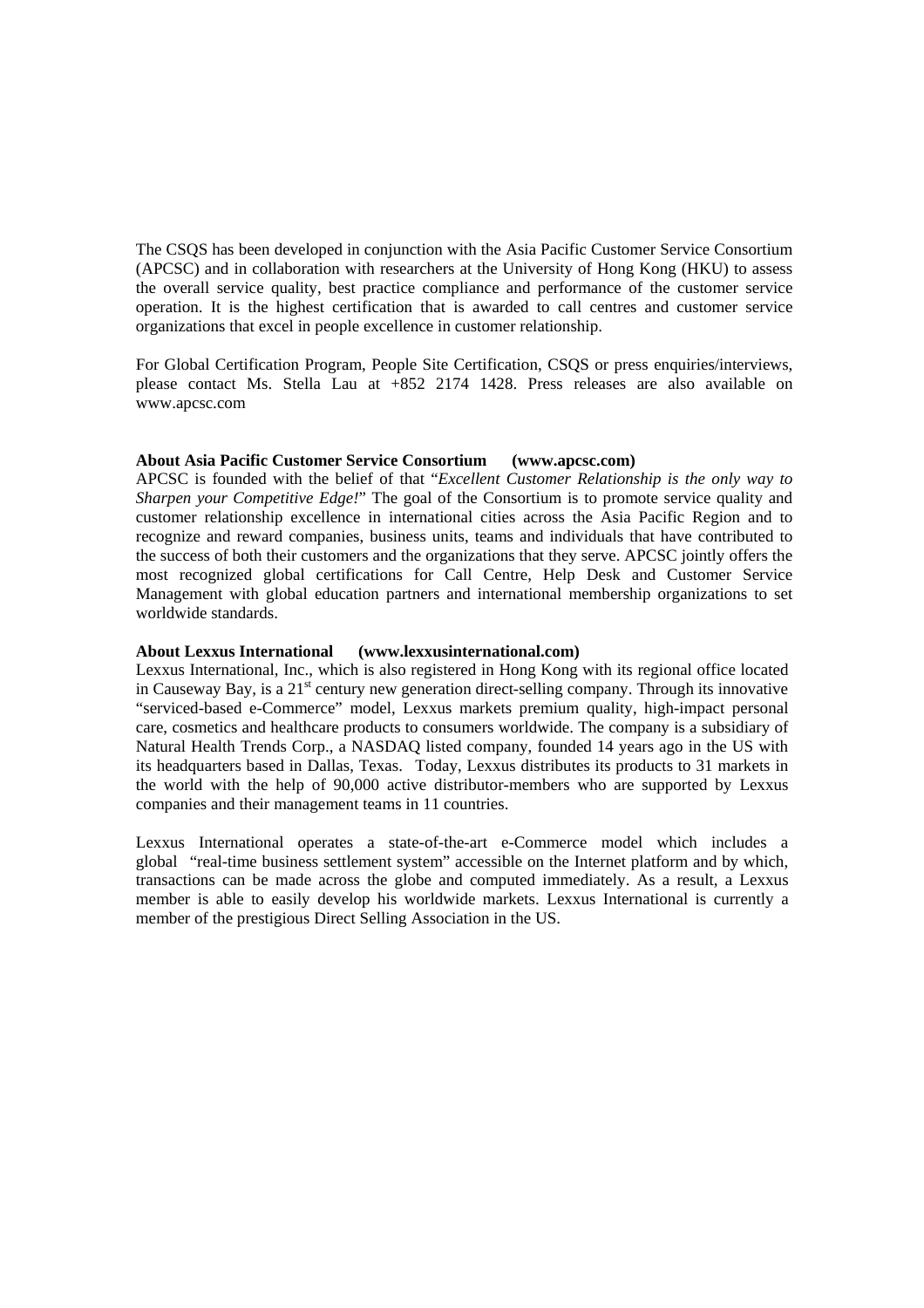The CSQS has been developed in conjunction with the Asia Pacific Customer Service Consortium (APCSC) and in collaboration with researchers at the University of Hong Kong (HKU) to assess the overall service quality, best practice compliance and performance of the customer service operation. It is the highest certification that is awarded to call centres and customer service organizations that excel in people excellence in customer relationship.

For Global Certification Program, People Site Certification, CSQS or press enquiries/interviews, please contact Ms. Stella Lau at +852 2174 1428. Press releases are also available on www.apcsc.com

**About Asia Pacific Customer Service Consortium (www.apcsc.com)**

APCSC is founded with the belief of that "*Excellent Customer Relationship is the only way to Sharpen your Competitive Edge!*" The goal of the Consortium is to promote service quality and customer relationship excellence in international cities across the Asia Pacific Region and to recognize and reward companies, business units, teams and individuals that have contributed to the success of both their customers and the organizations that they serve. APCSC jointly offers the most recognized global certifications for Call Centre, Help Desk and Customer Service Management with global education partners and international membership organizations to set worldwide standards.

**About Lexxus International (www.lexxusinternational.com)**

Lexxus International, Inc., which is also registered in Hong Kong with its regional office located in Causeway Bay, is a 21st century new generation direct-selling company. Through its innovative "serviced-based e-Commerce" model, Lexxus markets premium quality, high-impact personal care, cosmetics and healthcare products to consumers worldwide. The company is a subsidiary of Natural Health Trends Corp., a NASDAQ listed company, founded 14 years ago in the US with its headquarters based in Dallas, Texas. Today, Lexxus distributes its products to 31 markets in the world with the help of 90,000 active distributor-members who are supported by Lexxus companies and their management teams in 11 countries.

Lexxus International operates a state-of-the-art e-Commerce model which includes a global "real-time business settlement system" accessible on the Internet platform and by which, transactions can be made across the globe and computed immediately. As a result, a Lexxus member is able to easily develop his worldwide markets. Lexxus International is currently a member of the prestigious Direct Selling Association in the US.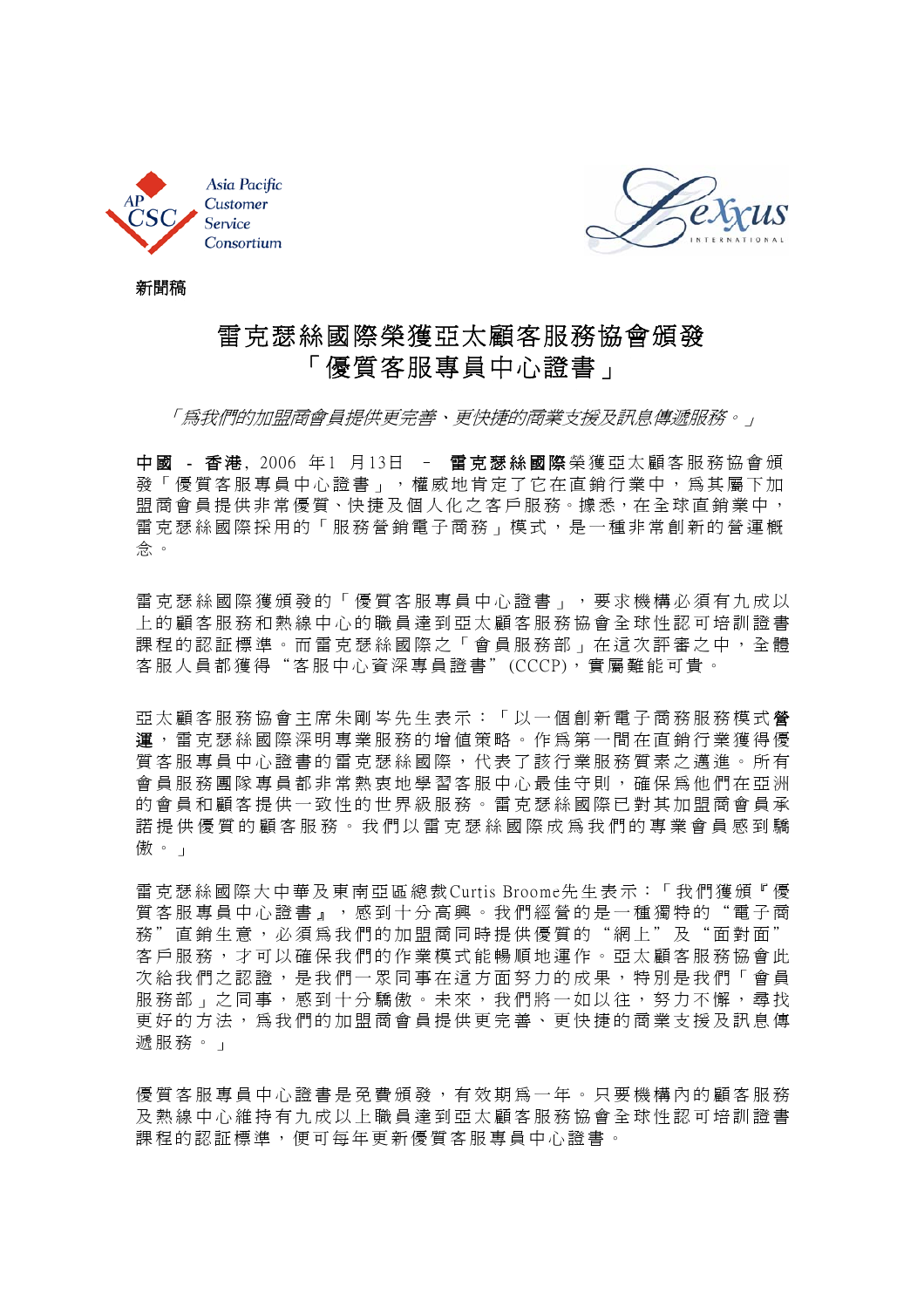Asia Pacific Customer Service Consortium

Lexxus INTERNATIONAL

**新聞稿**

# 雷克瑟絲國際榮獲亞太顧客服務協會頒發「優質客服專員中心證書」

*「為我們的加盟商會員提供更完善、更快捷的商業支援及訊息傳遞服務。」*

**中國 - 香港**, 2006 年1 月13日 – **雷克瑟絲國際**榮獲亞太顧客服務協會頒發「優質客服專員中心證書」，權威地肯定了它在直銷行業中，為其屬下加盟商會員提供非常優質、快捷及個人化之客戶服務。據悉，在全球直銷業中，雷克瑟絲國際採用的「服務營銷電子商務」模式，是一種非常創新的營運概念。

雷克瑟絲國際獲頒發的「優質客服專員中心證書」，要求機構必須有九成以上的顧客服務和熱線中心的職員達到亞太顧客服務協會全球性認可培訓證書課程的認証標準。而雷克瑟絲國際之「會員服務部」在這次評審之中，全體客服人員都獲得"客服中心資深專員證書"(CCCP)，實屬難能可貴。

亞太顧客服務協會主席朱剛岑先生表示：「以一個創新電子商務服務模式**營運**，雷克瑟絲國際深明專業服務的增值策略。作為第一間在直銷行業獲得優質客服專員中心證書的雷克瑟絲國際，代表了該行業服務質素之邁進。所有會員服務團隊專員都非常熱衷地學習客服中心最佳守則，確保為他們在亞洲的會員和顧客提供一致性的世界級服務。雷克瑟絲國際已對其加盟商會員承諾提供優質的顧客服務。我們以雷克瑟絲國際成為我們的專業會員感到驕傲。」

雷克瑟絲國際大中華及東南亞區總裁Curtis Broome先生表示：「我們獲頒『優質客服專員中心證書』，感到十分高興。我們經營的是一種獨特的"電子商務"直銷生意，必須為我們的加盟商同時提供優質的"網上"及"面對面"客戶服務，才可以確保我們的作業模式能暢順地運作。亞太顧客服務協會此次給我們之認證，是我們一眾同事在這方面努力的成果，特別是我們「會員服務部」之同事，感到十分驕傲。未來，我們將一如以往，努力不懈，尋找更好的方法，為我們的加盟商會員提供更完善、更快捷的商業支援及訊息傳遞服務。」

優質客服專員中心證書是免費頒發，有效期為一年。只要機構內的顧客服務及熱線中心維持有九成以上職員達到亞太顧客服務協會全球性認可培訓證書課程的認証標準，便可每年更新優質客服專員中心證書。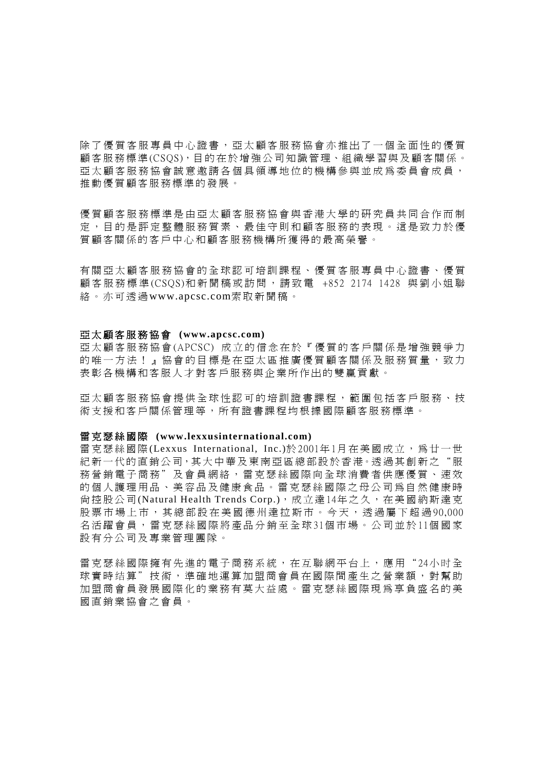除了優質客服專員中心證書，亞太顧客服務協會亦推出了一個全面性的優質顧客服務標準(CSQS)，目的在於增強公司知識管理、組織學習與及顧客關係。亞太顧客服務協會誠意邀請各個具領導地位的機構參與並成爲委員會成員，推動優質顧客服務標準的發展。

優質顧客服務標準是由亞太顧客服務協會與香港大學的研究員共同合作而制定，目的是評定整體服務質素、最佳守則和顧客服務的表現。這是致力於優質顧客關係的客戶中心和顧客服務機構所獲得的最高榮譽。

有關亞太顧客服務協會的全球認可培訓課程、優質客服專員中心證書、優質顧客服務標準(CSQS)和新聞稿或訪問，請致電 +852 2174 1428 與劉小姐聯絡。亦可透過www.apcsc.com索取新聞稿。

**亞太顧客服務協會 (www.apcsc.com)**
亞太顧客服務協會(APCSC) 成立的信念在於『優質的客戶關係是增強競爭力的唯一方法！』協會的目標是在亞太區推廣優質顧客關係及服務質量，致力表彰各機構和客服人才對客戶服務與企業所作出的雙贏貢獻。

亞太顧客服務協會提供全球性認可的培訓證書課程，範圍包括客戶服務、技術支援和客戶關係管理等，所有證書課程均根據國際顧客服務標準。

**雷克瑟絲國際 (www.lexxusinternational.com)**
雷克瑟絲國際(Lexxus International, Inc.)於2001年1月在美國成立，爲廿一世紀新一代的直銷公司，其大中華及東南亞區總部設於香港。透過其創新之“服務營銷電子商務”及會員網絡，雷克瑟絲國際向全球消費者供應優質、速效的個人護理用品、美容品及健康食品。雷克瑟絲國際之母公司爲自然健康時尚控股公司(Natural Health Trends Corp.)，成立達14年之久，在美國納斯達克股票市場上市，其總部設在美國德州達拉斯市。今天，透過屬下超過90,000名活躍會員，雷克瑟絲國際將產品分銷至全球31個市場。公司並於11個國家設有分公司及專業管理團隊。

雷克瑟絲國際擁有先進的電子商務系統，在互聯網平台上，應用“24小时全球實時结算”技術，準確地運算加盟商會員在國際間產生之營業額，對幫助加盟商會員發展國際化的業務有莫大益處。雷克瑟絲國際現爲享負盛名的美國直銷業協會之會員。